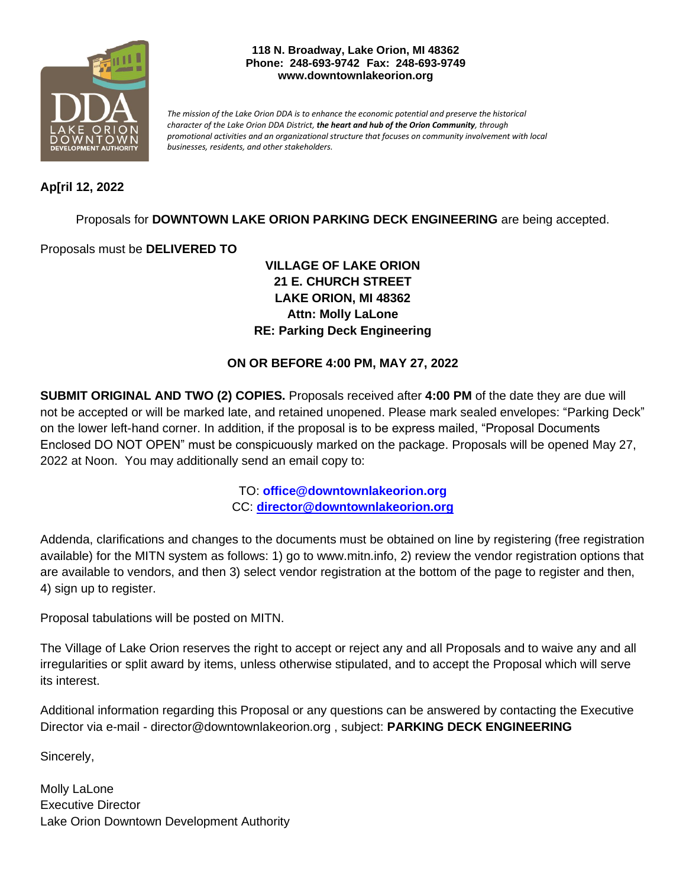118 N. Broadway, Lake Orion, MI 48362
Phone: 248-693-9742 Fax: 248-693-9749
www.downtownlakeorion.org

DDA
LAKE ORION
DOWNTOWN
DEVELOPMENT AUTHORITY

*The mission of the Lake Orion DDA is to enhance the economic potential and preserve the historical character of the Lake Orion DDA District, **the heart and hub of the Orion Community**, through promotional activities and an organizational structure that focuses on community involvement with local businesses, residents, and other stakeholders.*

**Ap[ril 12, 2022**

Proposals for **DOWNTOWN LAKE ORION PARKING DECK ENGINEERING** are being accepted.

Proposals must be **DELIVERED TO**

**VILLAGE OF LAKE ORION**
**21 E. CHURCH STREET**
**LAKE ORION, MI 48362**
**Attn: Molly LaLone**
**RE: Parking Deck Engineering**

**ON OR BEFORE 4:00 PM, MAY 27, 2022**

**SUBMIT ORIGINAL AND TWO (2) COPIES.** Proposals received after **4:00 PM** of the date they are due will not be accepted or will be marked late, and retained unopened. Please mark sealed envelopes: "Parking Deck" on the lower left-hand corner. In addition, if the proposal is to be express mailed, "Proposal Documents Enclosed DO NOT OPEN" must be conspicuously marked on the package. Proposals will be opened May 27, 2022 at Noon. You may additionally send an email copy to:

TO: **office@downtownlakeorion.org**
CC: **director@downtownlakeorion.org**

Addenda, clarifications and changes to the documents must be obtained on line by registering (free registration available) for the MITN system as follows: 1) go to www.mitn.info, 2) review the vendor registration options that are available to vendors, and then 3) select vendor registration at the bottom of the page to register and then, 4) sign up to register.

Proposal tabulations will be posted on MITN.

The Village of Lake Orion reserves the right to accept or reject any and all Proposals and to waive any and all irregularities or split award by items, unless otherwise stipulated, and to accept the Proposal which will serve its interest.

Additional information regarding this Proposal or any questions can be answered by contacting the Executive Director via e-mail - director@downtownlakeorion.org , subject: **PARKING DECK ENGINEERING**

Sincerely,

Molly LaLone
Executive Director
Lake Orion Downtown Development Authority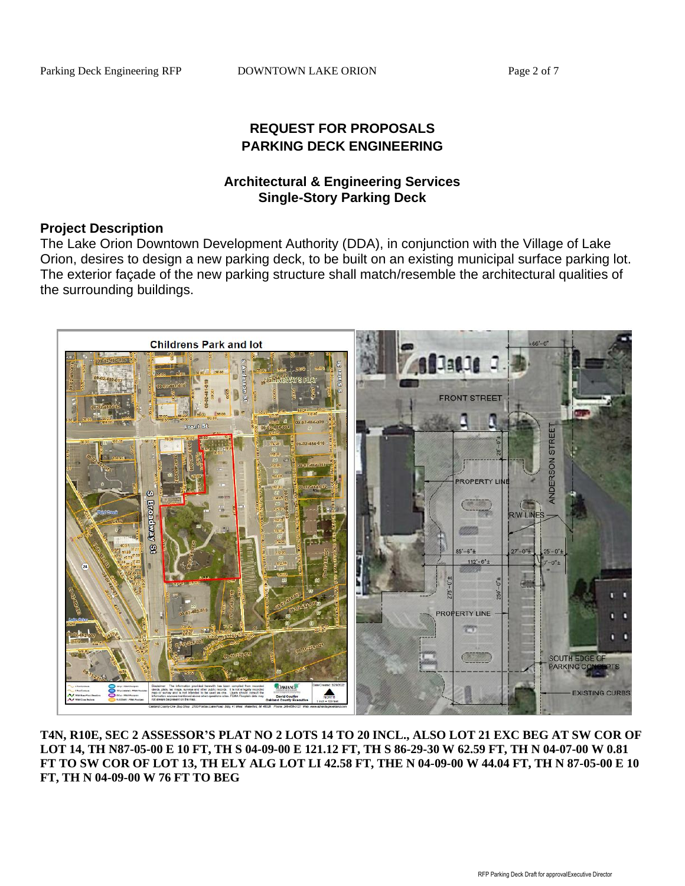## REQUEST FOR PROPOSALS
## PARKING DECK ENGINEERING

### Architectural & Engineering Services
### Single-Story Parking Deck

### Project Description

The Lake Orion Downtown Development Authority (DDA), in conjunction with the Village of Lake Orion, desires to design a new parking deck, to be built on an existing municipal surface parking lot. The exterior façade of the new parking structure shall match/resemble the architectural qualities of the surrounding buildings.

**T4N, R10E, SEC 2 ASSESSOR'S PLAT NO 2 LOTS 14 TO 20 INCL., ALSO LOT 21 EXC BEG AT SW COR OF LOT 14, TH N87-05-00 E 10 FT, TH S 04-09-00 E 121.12 FT, TH S 86-29-30 W 62.59 FT, TH N 04-07-00 W 0.81 FT TO SW COR OF LOT 13, TH ELY ALG LOT LI 42.58 FT, THE N 04-09-00 W 44.04 FT, TH N 87-05-00 E 10 FT, TH N 04-09-00 W 76 FT TO BEG**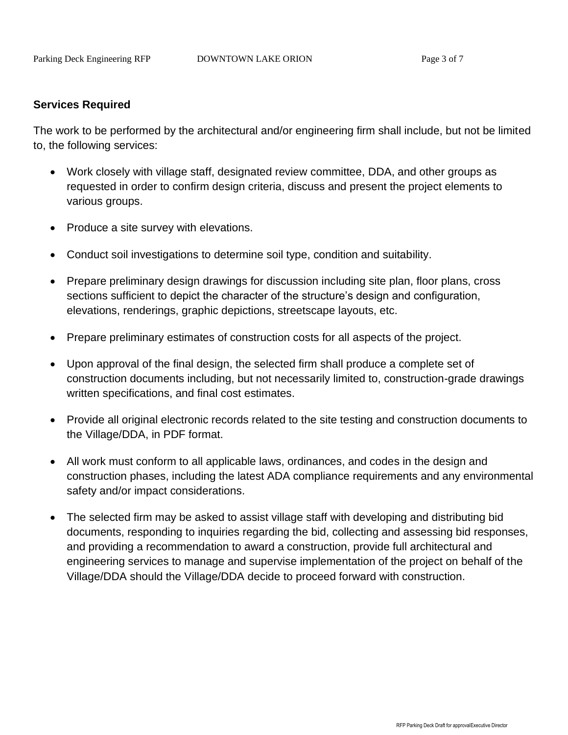**Services Required**

The work to be performed by the architectural and/or engineering firm shall include, but not be limited to, the following services:

- Work closely with village staff, designated review committee, DDA, and other groups as requested in order to confirm design criteria, discuss and present the project elements to various groups.
- Produce a site survey with elevations.
- Conduct soil investigations to determine soil type, condition and suitability.
- Prepare preliminary design drawings for discussion including site plan, floor plans, cross sections sufficient to depict the character of the structure's design and configuration, elevations, renderings, graphic depictions, streetscape layouts, etc.
- Prepare preliminary estimates of construction costs for all aspects of the project.
- Upon approval of the final design, the selected firm shall produce a complete set of construction documents including, but not necessarily limited to, construction-grade drawings written specifications, and final cost estimates.
- Provide all original electronic records related to the site testing and construction documents to the Village/DDA, in PDF format.
- All work must conform to all applicable laws, ordinances, and codes in the design and construction phases, including the latest ADA compliance requirements and any environmental safety and/or impact considerations.
- The selected firm may be asked to assist village staff with developing and distributing bid documents, responding to inquiries regarding the bid, collecting and assessing bid responses, and providing a recommendation to award a construction, provide full architectural and engineering services to manage and supervise implementation of the project on behalf of the Village/DDA should the Village/DDA decide to proceed forward with construction.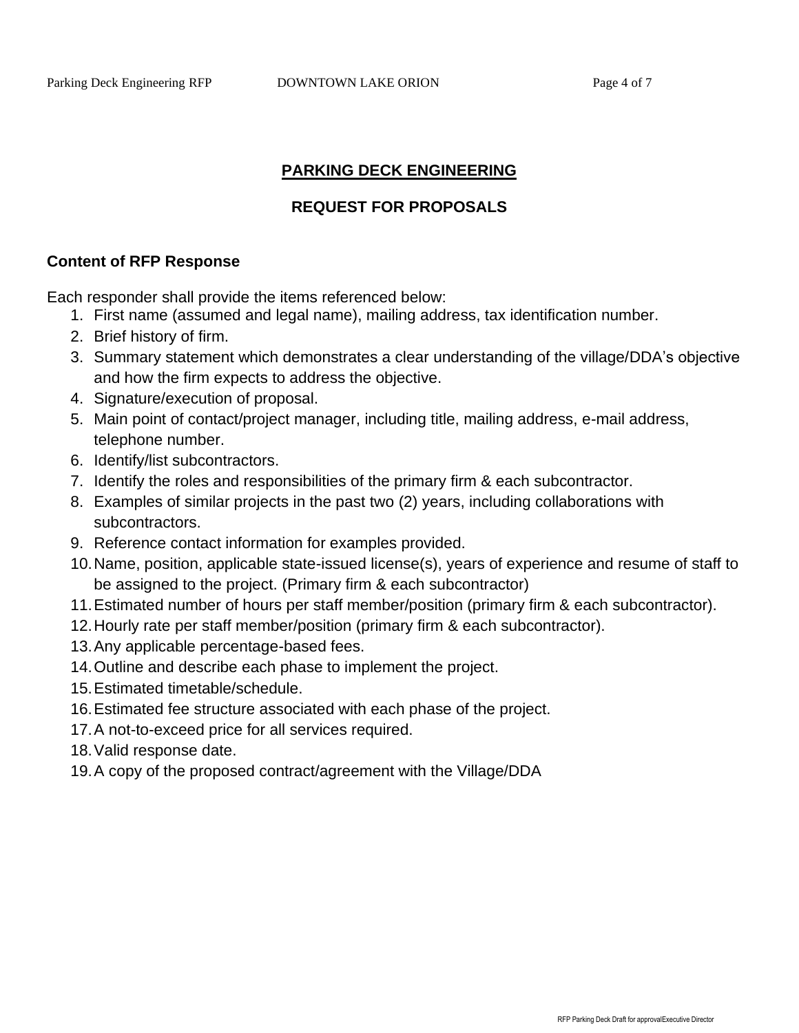## PARKING DECK ENGINEERING

## REQUEST FOR PROPOSALS

### Content of RFP Response

Each responder shall provide the items referenced below:

1. First name (assumed and legal name), mailing address, tax identification number.
2. Brief history of firm.
3. Summary statement which demonstrates a clear understanding of the village/DDA's objective and how the firm expects to address the objective.
4. Signature/execution of proposal.
5. Main point of contact/project manager, including title, mailing address, e-mail address, telephone number.
6. Identify/list subcontractors.
7. Identify the roles and responsibilities of the primary firm & each subcontractor.
8. Examples of similar projects in the past two (2) years, including collaborations with subcontractors.
9. Reference contact information for examples provided.
10. Name, position, applicable state-issued license(s), years of experience and resume of staff to be assigned to the project. (Primary firm & each subcontractor)
11. Estimated number of hours per staff member/position (primary firm & each subcontractor).
12. Hourly rate per staff member/position (primary firm & each subcontractor).
13. Any applicable percentage-based fees.
14. Outline and describe each phase to implement the project.
15. Estimated timetable/schedule.
16. Estimated fee structure associated with each phase of the project.
17. A not-to-exceed price for all services required.
18. Valid response date.
19. A copy of the proposed contract/agreement with the Village/DDA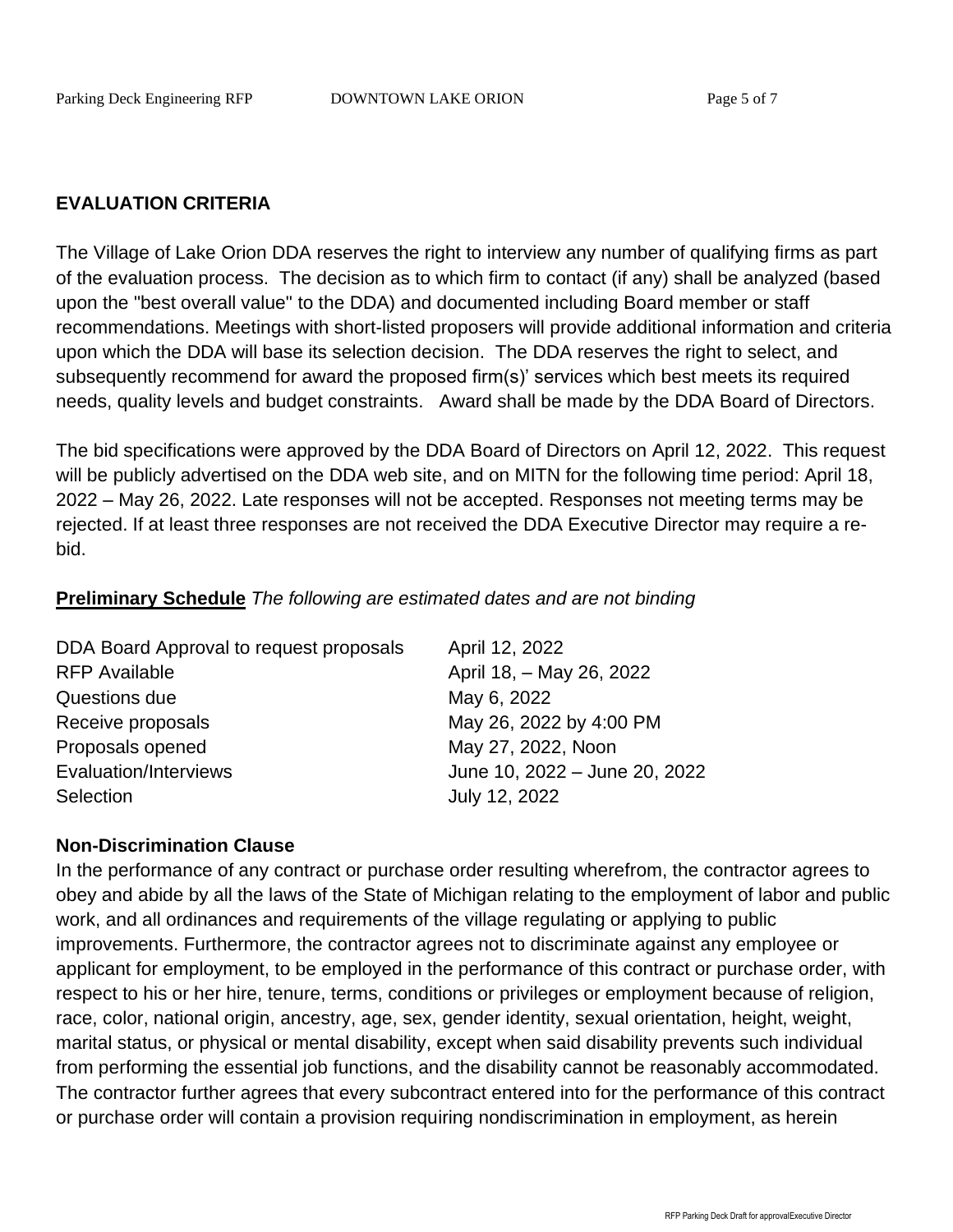**EVALUATION CRITERIA**

The Village of Lake Orion DDA reserves the right to interview any number of qualifying firms as part of the evaluation process. The decision as to which firm to contact (if any) shall be analyzed (based upon the "best overall value" to the DDA) and documented including Board member or staff recommendations. Meetings with short-listed proposers will provide additional information and criteria upon which the DDA will base its selection decision. The DDA reserves the right to select, and subsequently recommend for award the proposed firm(s)' services which best meets its required needs, quality levels and budget constraints. Award shall be made by the DDA Board of Directors.

The bid specifications were approved by the DDA Board of Directors on April 12, 2022. This request will be publicly advertised on the DDA web site, and on MITN for the following time period: April 18, 2022 – May 26, 2022. Late responses will not be accepted. Responses not meeting terms may be rejected. If at least three responses are not received the DDA Executive Director may require a re-bid.

**Preliminary Schedule** *The following are estimated dates and are not binding*

| | |
|---|---|
| DDA Board Approval to request proposals | April 12, 2022 |
| RFP Available | April 18, – May 26, 2022 |
| Questions due | May 6, 2022 |
| Receive proposals | May 26, 2022 by 4:00 PM |
| Proposals opened | May 27, 2022, Noon |
| Evaluation/Interviews | June 10, 2022 – June 20, 2022 |
| Selection | July 12, 2022 |

**Non-Discrimination Clause**

In the performance of any contract or purchase order resulting wherefrom, the contractor agrees to obey and abide by all the laws of the State of Michigan relating to the employment of labor and public work, and all ordinances and requirements of the village regulating or applying to public improvements. Furthermore, the contractor agrees not to discriminate against any employee or applicant for employment, to be employed in the performance of this contract or purchase order, with respect to his or her hire, tenure, terms, conditions or privileges or employment because of religion, race, color, national origin, ancestry, age, sex, gender identity, sexual orientation, height, weight, marital status, or physical or mental disability, except when said disability prevents such individual from performing the essential job functions, and the disability cannot be reasonably accommodated. The contractor further agrees that every subcontract entered into for the performance of this contract or purchase order will contain a provision requiring nondiscrimination in employment, as herein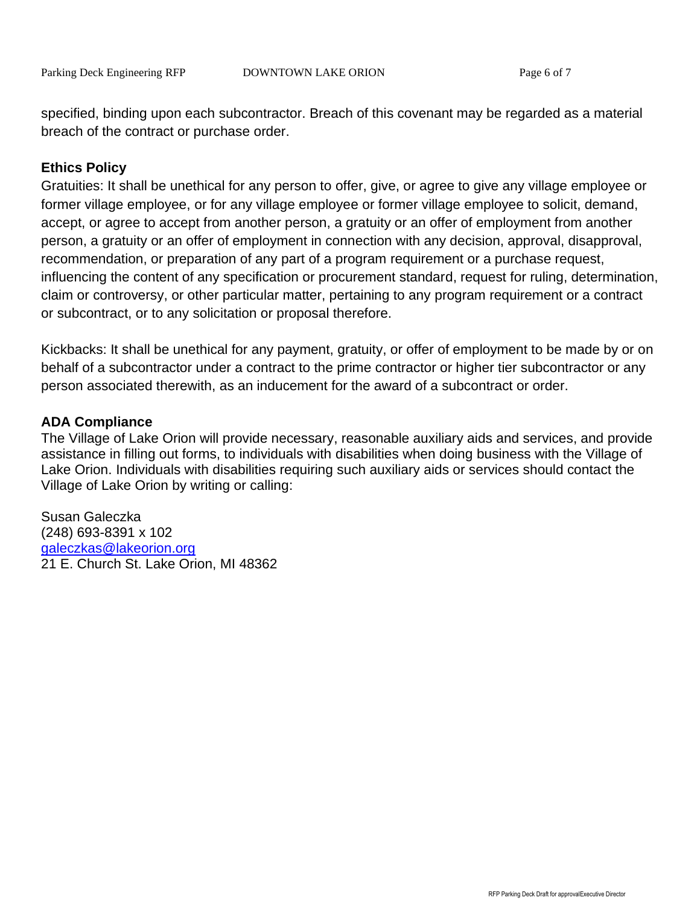specified, binding upon each subcontractor. Breach of this covenant may be regarded as a material breach of the contract or purchase order.

**Ethics Policy**

Gratuities: It shall be unethical for any person to offer, give, or agree to give any village employee or former village employee, or for any village employee or former village employee to solicit, demand, accept, or agree to accept from another person, a gratuity or an offer of employment from another person, a gratuity or an offer of employment in connection with any decision, approval, disapproval, recommendation, or preparation of any part of a program requirement or a purchase request, influencing the content of any specification or procurement standard, request for ruling, determination, claim or controversy, or other particular matter, pertaining to any program requirement or a contract or subcontract, or to any solicitation or proposal therefore.

Kickbacks: It shall be unethical for any payment, gratuity, or offer of employment to be made by or on behalf of a subcontractor under a contract to the prime contractor or higher tier subcontractor or any person associated therewith, as an inducement for the award of a subcontract or order.

**ADA Compliance**

The Village of Lake Orion will provide necessary, reasonable auxiliary aids and services, and provide assistance in filling out forms, to individuals with disabilities when doing business with the Village of Lake Orion. Individuals with disabilities requiring such auxiliary aids or services should contact the Village of Lake Orion by writing or calling:

Susan Galeczka
(248) 693-8391 x 102
galeczkas@lakeorion.org
21 E. Church St. Lake Orion, MI 48362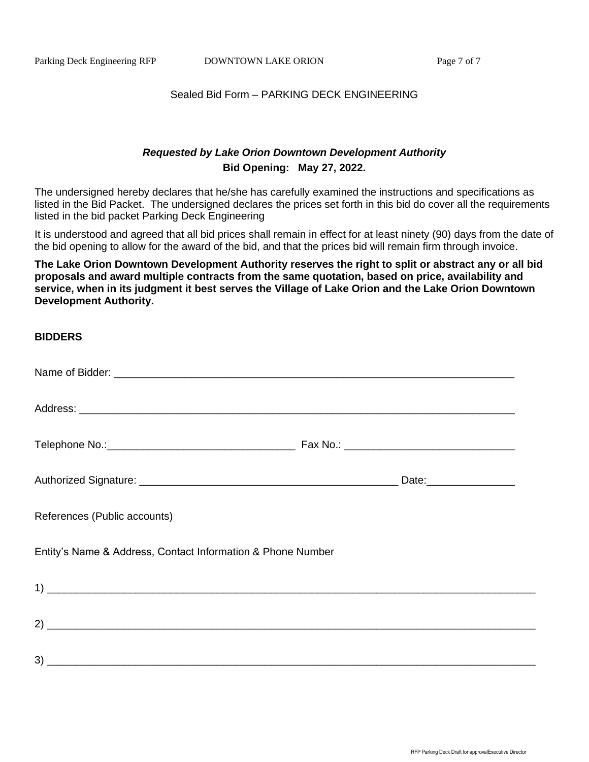Sealed Bid Form – PARKING DECK ENGINEERING

***Requested by Lake Orion Downtown Development Authority***

**Bid Opening: May 27, 2022.**

The undersigned hereby declares that he/she has carefully examined the instructions and specifications as listed in the Bid Packet. The undersigned declares the prices set forth in this bid do cover all the requirements listed in the bid packet Parking Deck Engineering

It is understood and agreed that all bid prices shall remain in effect for at least ninety (90) days from the date of the bid opening to allow for the award of the bid, and that the prices bid will remain firm through invoice.

**The Lake Orion Downtown Development Authority reserves the right to split or abstract any or all bid proposals and award multiple contracts from the same quotation, based on price, availability and service, when in its judgment it best serves the Village of Lake Orion and the Lake Orion Downtown Development Authority.**

**BIDDERS**

Name of Bidder: ______________________________________________________________________

Address: _____________________________________________________________________________

Telephone No.:________________________________ Fax No.: ____________________________

Authorized Signature: ____________________________________________ Date:______________

References (Public accounts)

Entity's Name & Address, Contact Information & Phone Number

1) ________________________________________________________________________________

2) ________________________________________________________________________________

3) ________________________________________________________________________________

RFP Parking Deck Draft for approvalExecutive Director